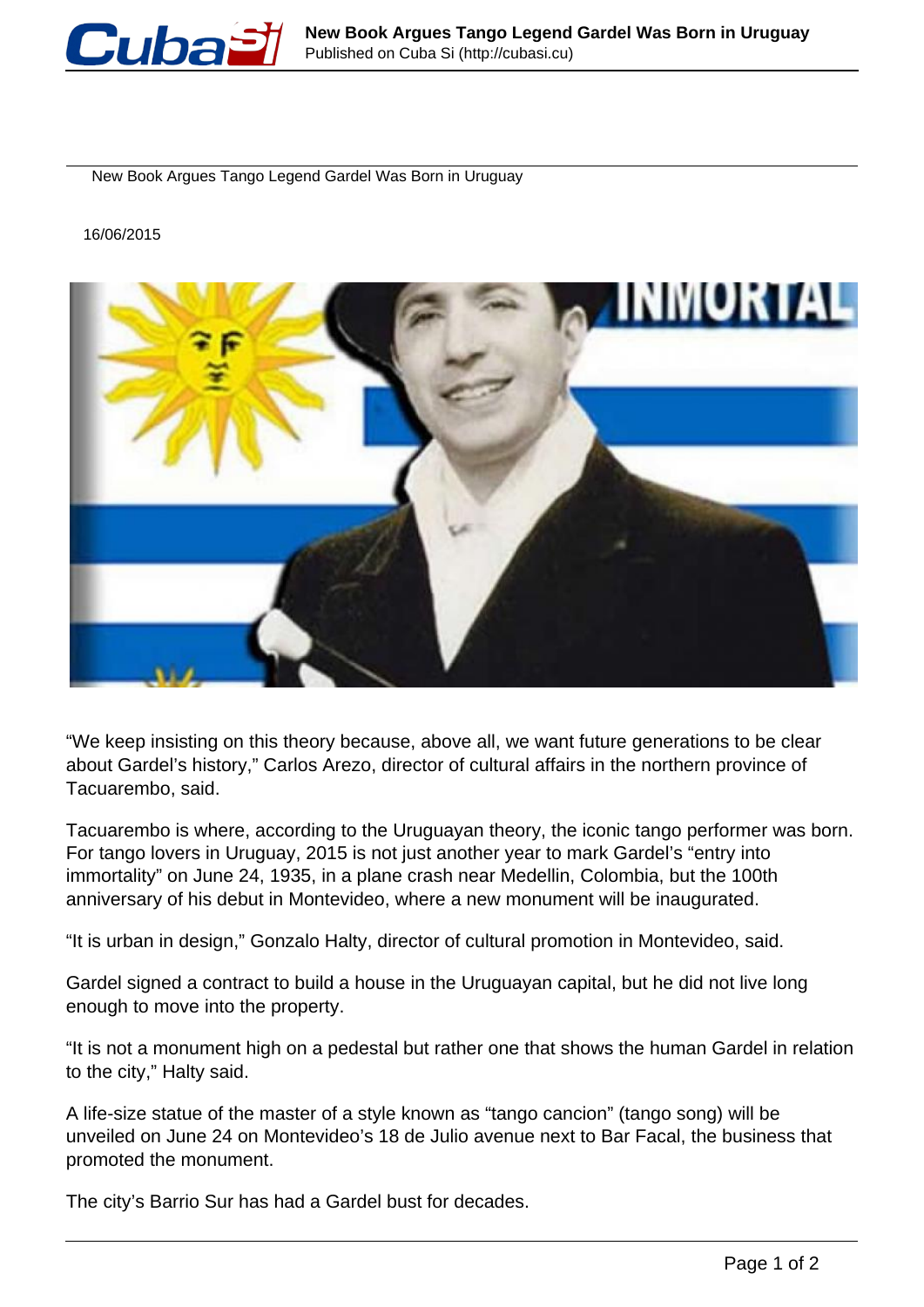# New Book Argues Tango Legend Gardel Was Born in Uruguay

16/06/2015

“We keep insisting on this theory because, above all, we want future generations to be clear about Gardel’s history,” Carlos Arezo, director of cultural affairs in the northern province of Tacuarembo, said.

Tacuarembo is where, according to the Uruguayan theory, the iconic tango performer was born. For tango lovers in Uruguay, 2015 is not just another year to mark Gardel’s “entry into immortality” on June 24, 1935, in a plane crash near Medellin, Colombia, but the 100th anniversary of his debut in Montevideo, where a new monument will be inaugurated.

“It is urban in design,” Gonzalo Halty, director of cultural promotion in Montevideo, said.

Gardel signed a contract to build a house in the Uruguayan capital, but he did not live long enough to move into the property.

“It is not a monument high on a pedestal but rather one that shows the human Gardel in relation to the city,” Halty said.

A life-size statue of the master of a style known as “tango cancion” (tango song) will be unveiled on June 24 on Montevideo’s 18 de Julio avenue next to Bar Facal, the business that promoted the monument.

The city’s Barrio Sur has had a Gardel bust for decades.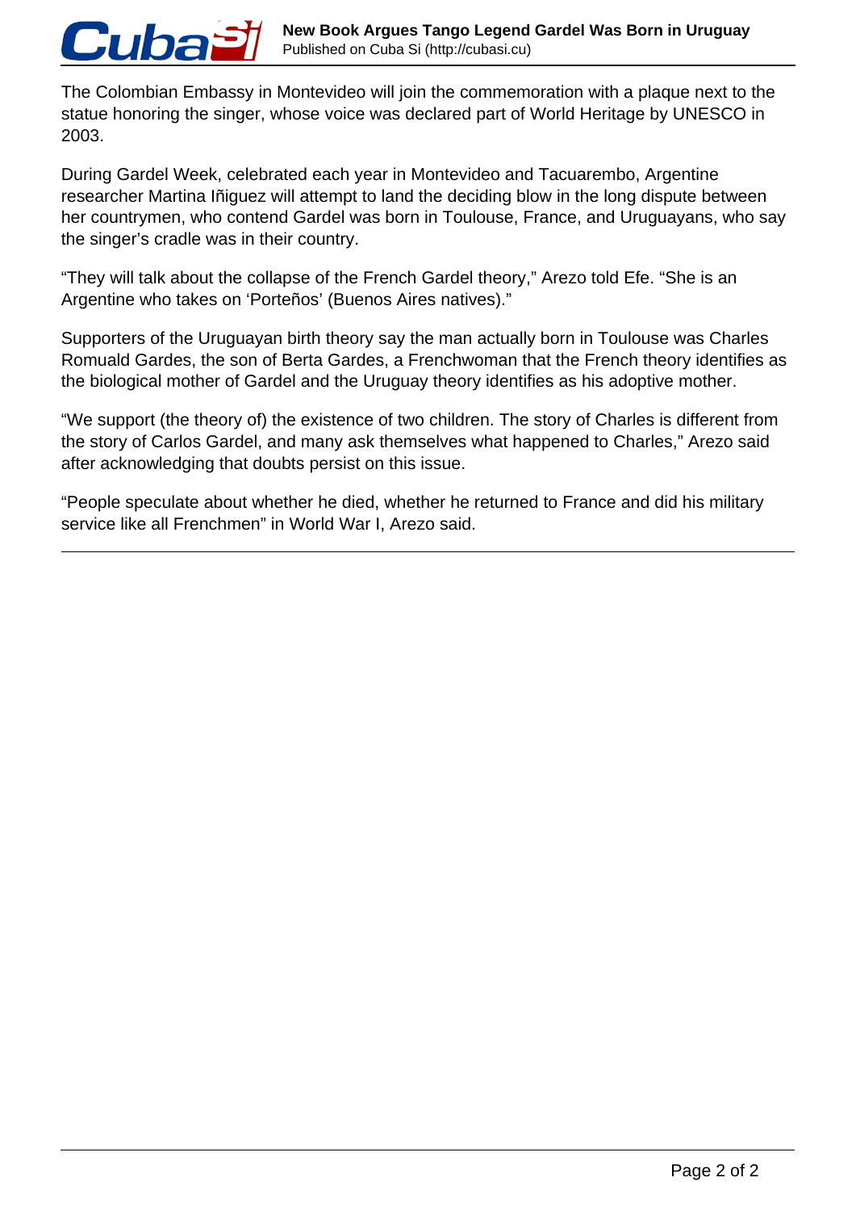The Colombian Embassy in Montevideo will join the commemoration with a plaque next to the statue honoring the singer, whose voice was declared part of World Heritage by UNESCO in 2003.

During Gardel Week, celebrated each year in Montevideo and Tacuarembo, Argentine researcher Martina Iñiguez will attempt to land the deciding blow in the long dispute between her countrymen, who contend Gardel was born in Toulouse, France, and Uruguayans, who say the singer's cradle was in their country.

"They will talk about the collapse of the French Gardel theory," Arezo told Efe. "She is an Argentine who takes on 'Porteños' (Buenos Aires natives)."

Supporters of the Uruguayan birth theory say the man actually born in Toulouse was Charles Romuald Gardes, the son of Berta Gardes, a Frenchwoman that the French theory identifies as the biological mother of Gardel and the Uruguay theory identifies as his adoptive mother.

"We support (the theory of) the existence of two children. The story of Charles is different from the story of Carlos Gardel, and many ask themselves what happened to Charles," Arezo said after acknowledging that doubts persist on this issue.

"People speculate about whether he died, whether he returned to France and did his military service like all Frenchmen" in World War I, Arezo said.